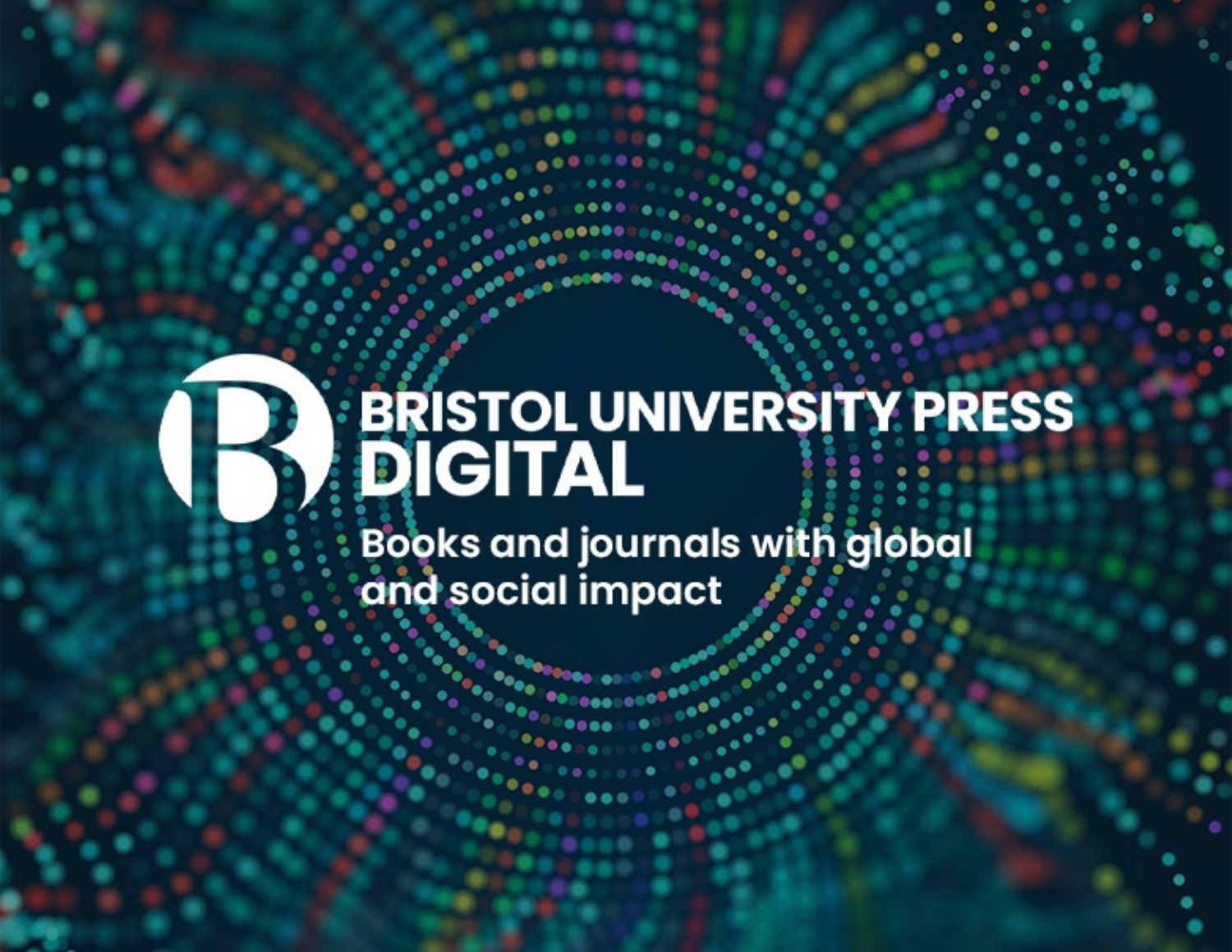# BRISTOL UNIVERSITY PRESS DIGITAL

Books and journals with global and social impact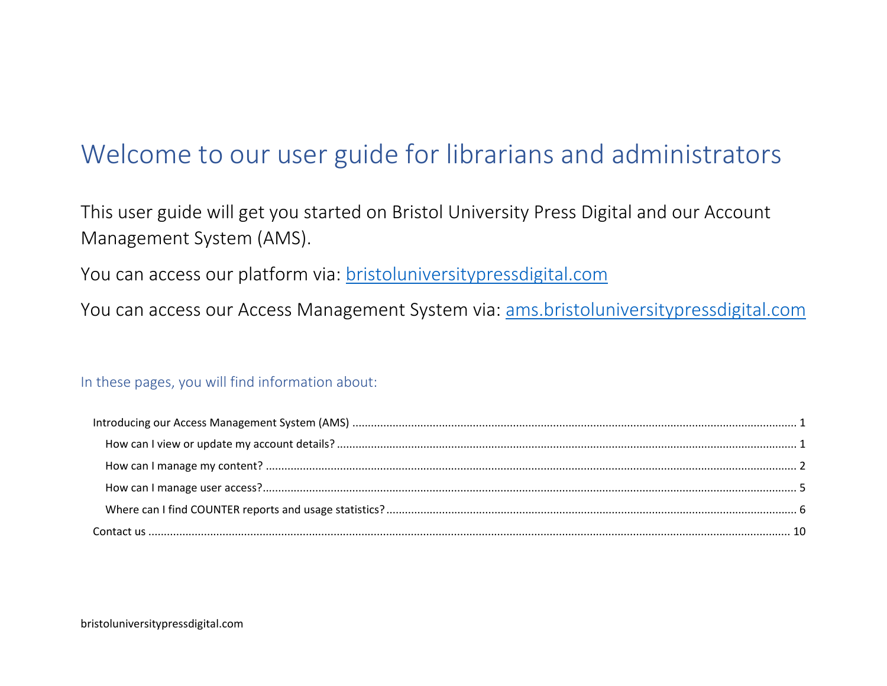# Welcome to our user guide for librarians and administrators

This user guide will get you started on Bristol University Press Digital and our Account Management System (AMS).

You can access our platform via: [bristoluniversitypressdigital.com](https://bristoluniversitypressdigital.com)

You can access our Access Management System via: [ams.bristoluniversitypressdigital.com](https://ams.bristoluniversitypressdigital.com)

## In these pages, you will find information about:

- Introducing our Access Management System (AMS) ........ 1
  - How can I view or update my account details? ........ 1
  - How can I manage my content? ........ 2
  - How can I manage user access? ........ 5
  - Where can I find COUNTER reports and usage statistics? ........ 6
- Contact us ........ 10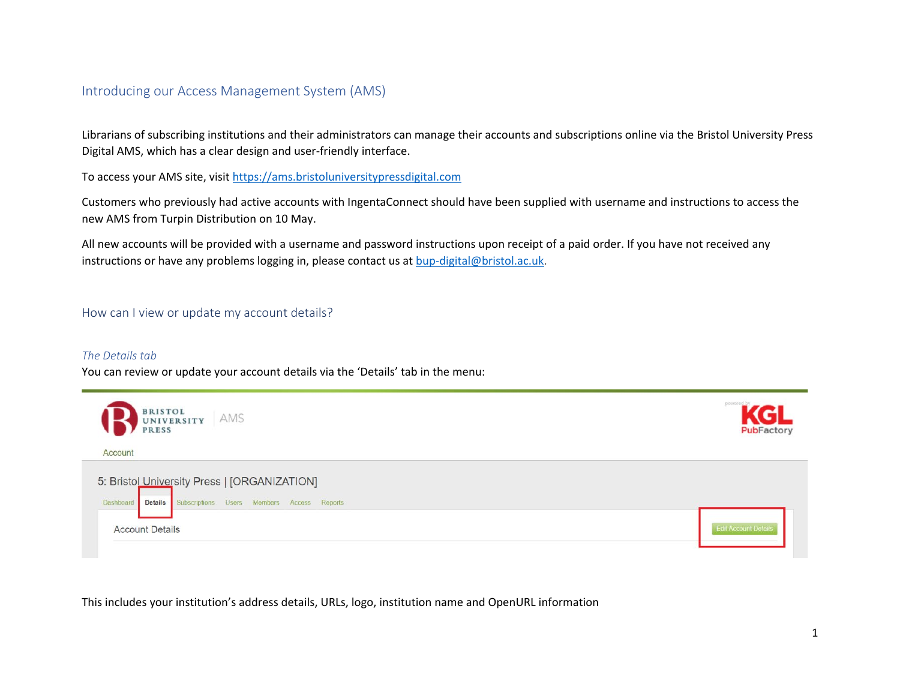## Introducing our Access Management System (AMS)

Librarians of subscribing institutions and their administrators can manage their accounts and subscriptions online via the Bristol University Press Digital AMS, which has a clear design and user-friendly interface.

To access your AMS site, visit [https://ams.bristoluniversitypressdigital.com](https://ams.bristoluniversitypressdigital.com)

Customers who previously had active accounts with IngentaConnect should have been supplied with username and instructions to access the new AMS from Turpin Distribution on 10 May.

All new accounts will be provided with a username and password instructions upon receipt of a paid order. If you have not received any instructions or have any problems logging in, please contact us at [bup-digital@bristol.ac.uk](mailto:bup-digital@bristol.ac.uk).

## How can I view or update my account details?

### *The Details tab*

You can review or update your account details via the 'Details' tab in the menu:

This includes your institution's address details, URLs, logo, institution name and OpenURL information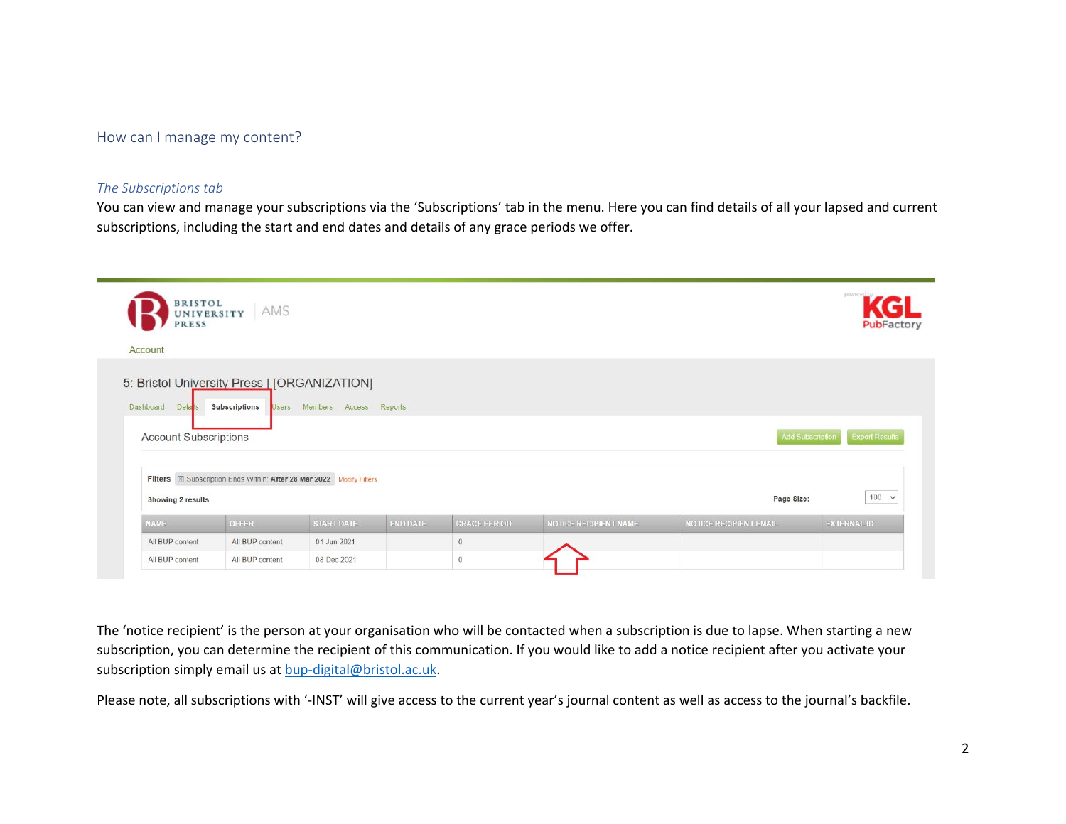## How can I manage my content?

### *The Subscriptions tab*

You can view and manage your subscriptions via the 'Subscriptions' tab in the menu. Here you can find details of all your lapsed and current subscriptions, including the start and end dates and details of any grace periods we offer.

The 'notice recipient' is the person at your organisation who will be contacted when a subscription is due to lapse. When starting a new subscription, you can determine the recipient of this communication. If you would like to add a notice recipient after you activate your subscription simply email us at [bup-digital@bristol.ac.uk](mailto:bup-digital@bristol.ac.uk).

Please note, all subscriptions with '-INST' will give access to the current year's journal content as well as access to the journal's backfile.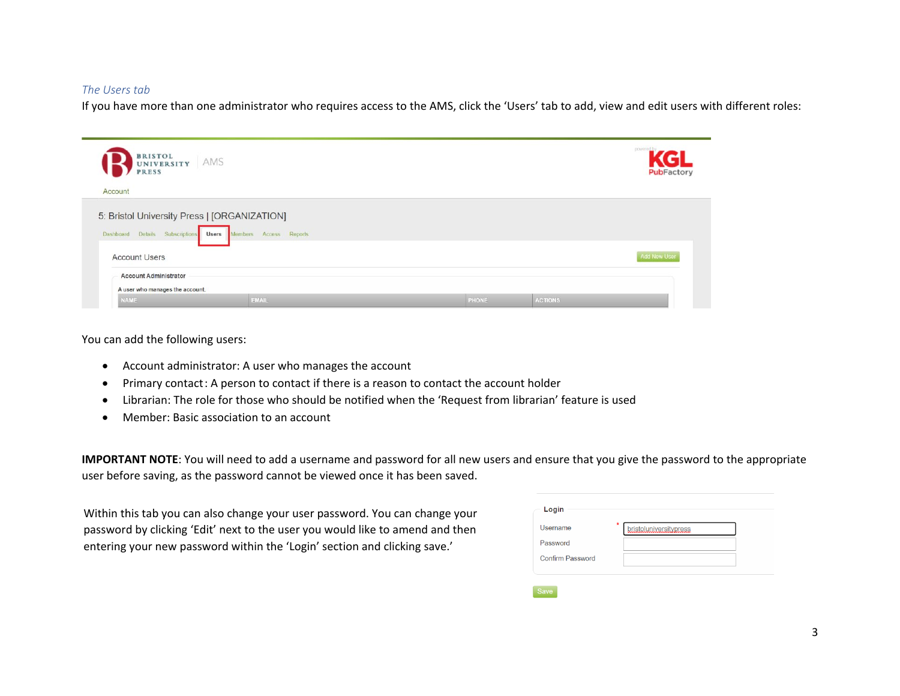*The Users tab*

If you have more than one administrator who requires access to the AMS, click the 'Users' tab to add, view and edit users with different roles:

You can add the following users:

- Account administrator: A user who manages the account
- Primary contact: A person to contact if there is a reason to contact the account holder
- Librarian: The role for those who should be notified when the 'Request from librarian' feature is used
- Member: Basic association to an account

**IMPORTANT NOTE**: You will need to add a username and password for all new users and ensure that you give the password to the appropriate user before saving, as the password cannot be viewed once it has been saved.

Within this tab you can also change your user password. You can change your password by clicking 'Edit' next to the user you would like to amend and then entering your new password within the 'Login' section and clicking save.'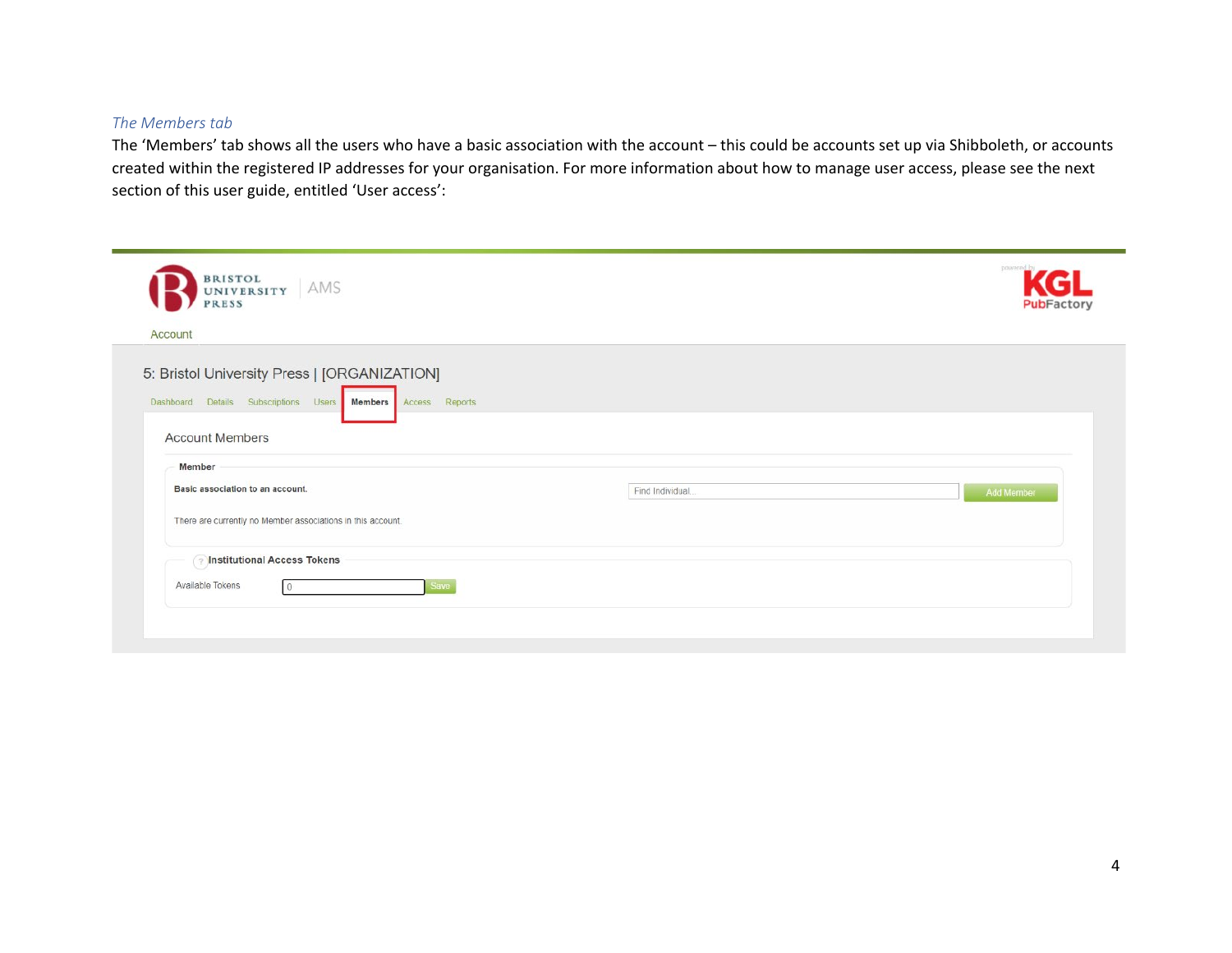*The Members tab*

The 'Members' tab shows all the users who have a basic association with the account – this could be accounts set up via Shibboleth, or accounts created within the registered IP addresses for your organisation. For more information about how to manage user access, please see the next section of this user guide, entitled 'User access':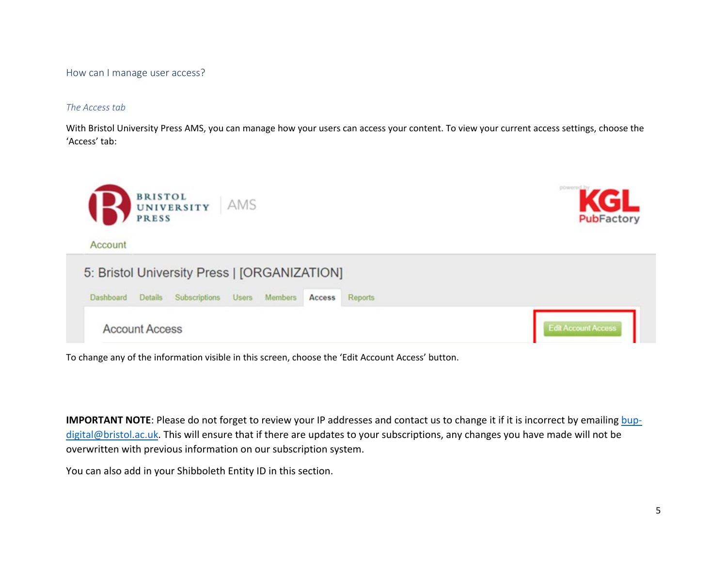## How can I manage user access?

### *The Access tab*

With Bristol University Press AMS, you can manage how your users can access your content. To view your current access settings, choose the 'Access' tab:

To change any of the information visible in this screen, choose the 'Edit Account Access' button.

**IMPORTANT NOTE**: Please do not forget to review your IP addresses and contact us to change it if it is incorrect by emailing [bup-digital@bristol.ac.uk](mailto:bup-digital@bristol.ac.uk). This will ensure that if there are updates to your subscriptions, any changes you have made will not be overwritten with previous information on our subscription system.

You can also add in your Shibboleth Entity ID in this section.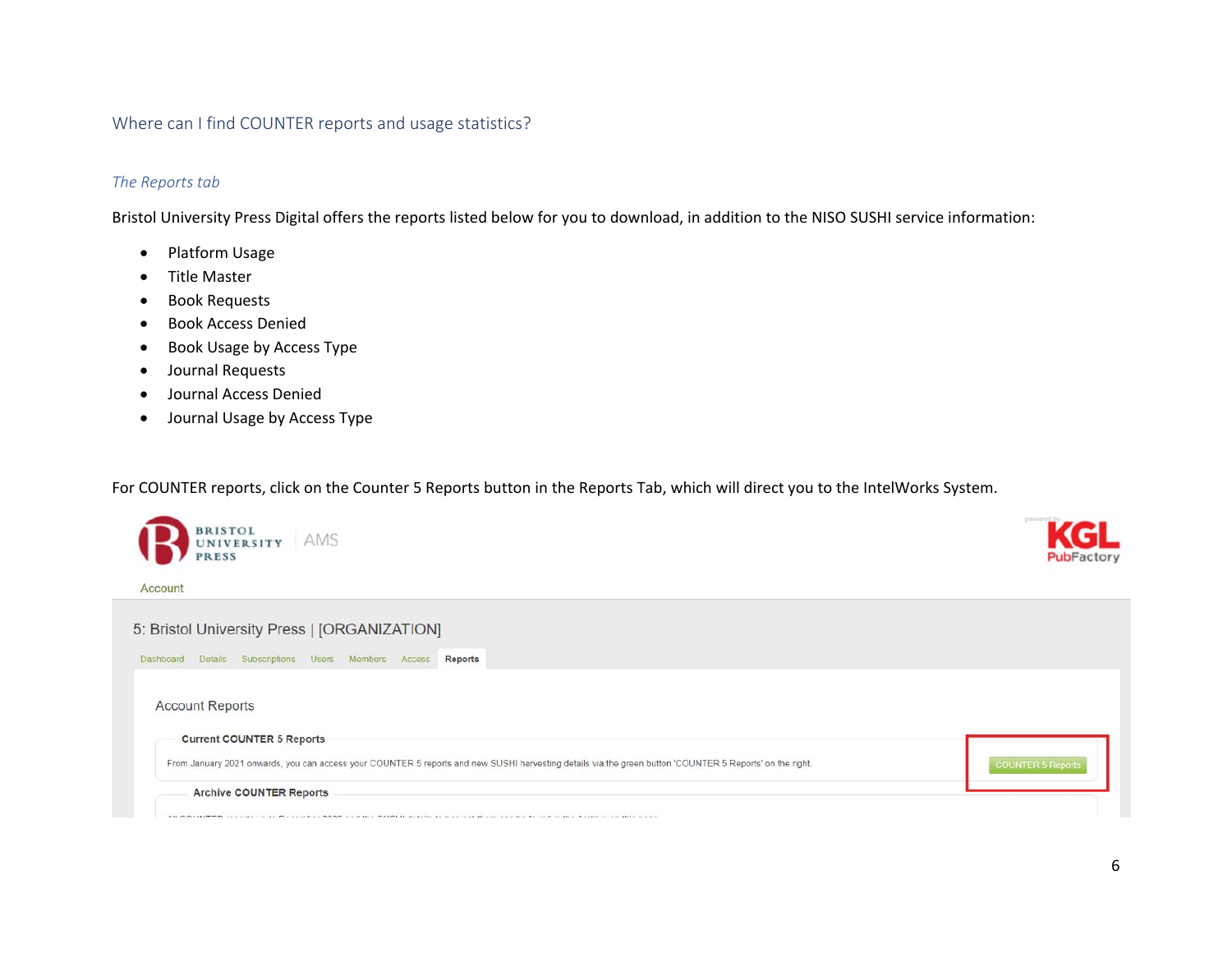## Where can I find COUNTER reports and usage statistics?

### *The Reports tab*

Bristol University Press Digital offers the reports listed below for you to download, in addition to the NISO SUSHI service information:

- Platform Usage
- Title Master
- Book Requests
- Book Access Denied
- Book Usage by Access Type
- Journal Requests
- Journal Access Denied
- Journal Usage by Access Type

For COUNTER reports, click on the Counter 5 Reports button in the Reports Tab, which will direct you to the IntelWorks System.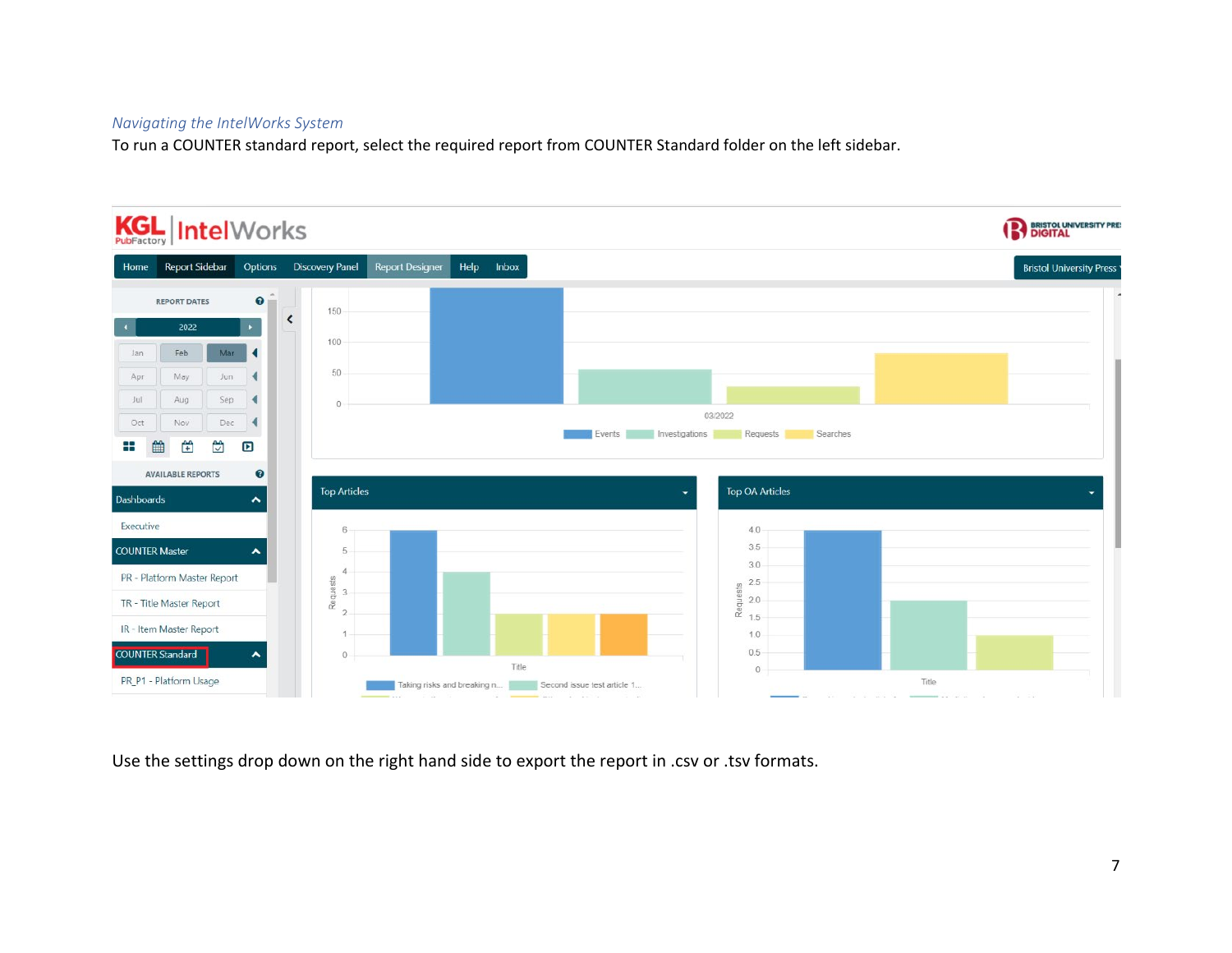*Navigating the IntelWorks System*

To run a COUNTER standard report, select the required report from COUNTER Standard folder on the left sidebar.

Use the settings drop down on the right hand side to export the report in .csv or .tsv formats.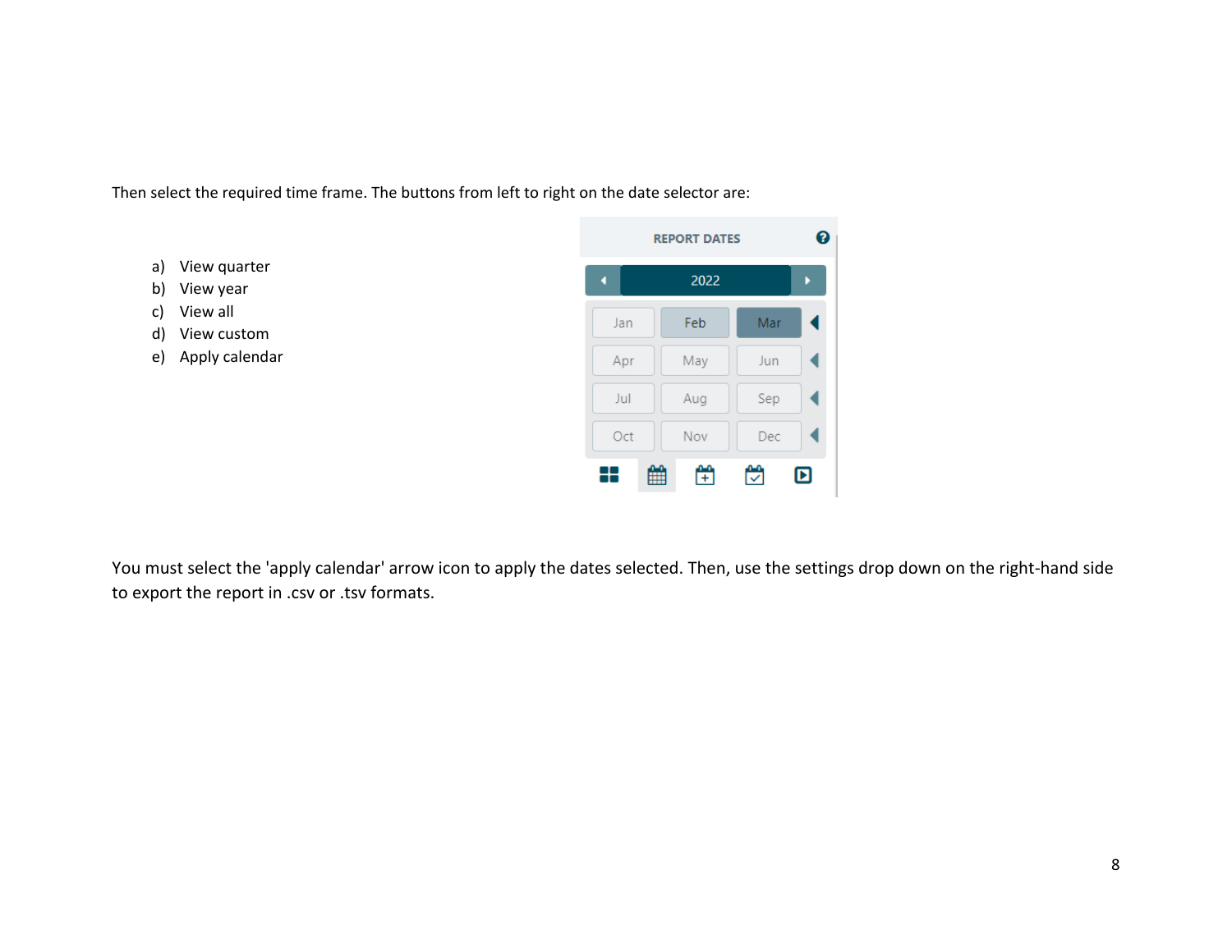Then select the required time frame. The buttons from left to right on the date selector are:

a) View quarter
b) View year
c) View all
d) View custom
e) Apply calendar

You must select the 'apply calendar' arrow icon to apply the dates selected. Then, use the settings drop down on the right-hand side to export the report in .csv or .tsv formats.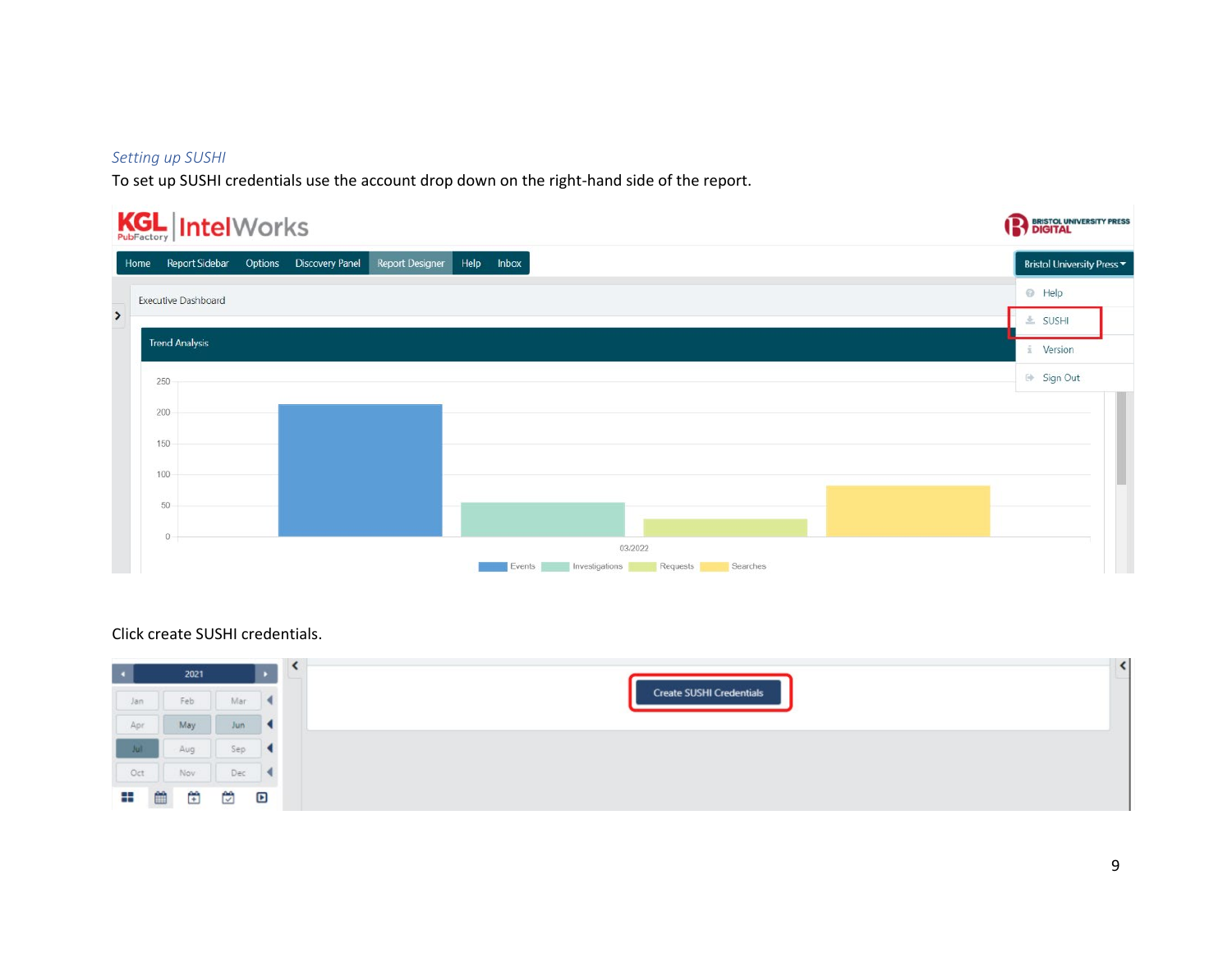*Setting up SUSHI*

To set up SUSHI credentials use the account drop down on the right-hand side of the report.

Click create SUSHI credentials.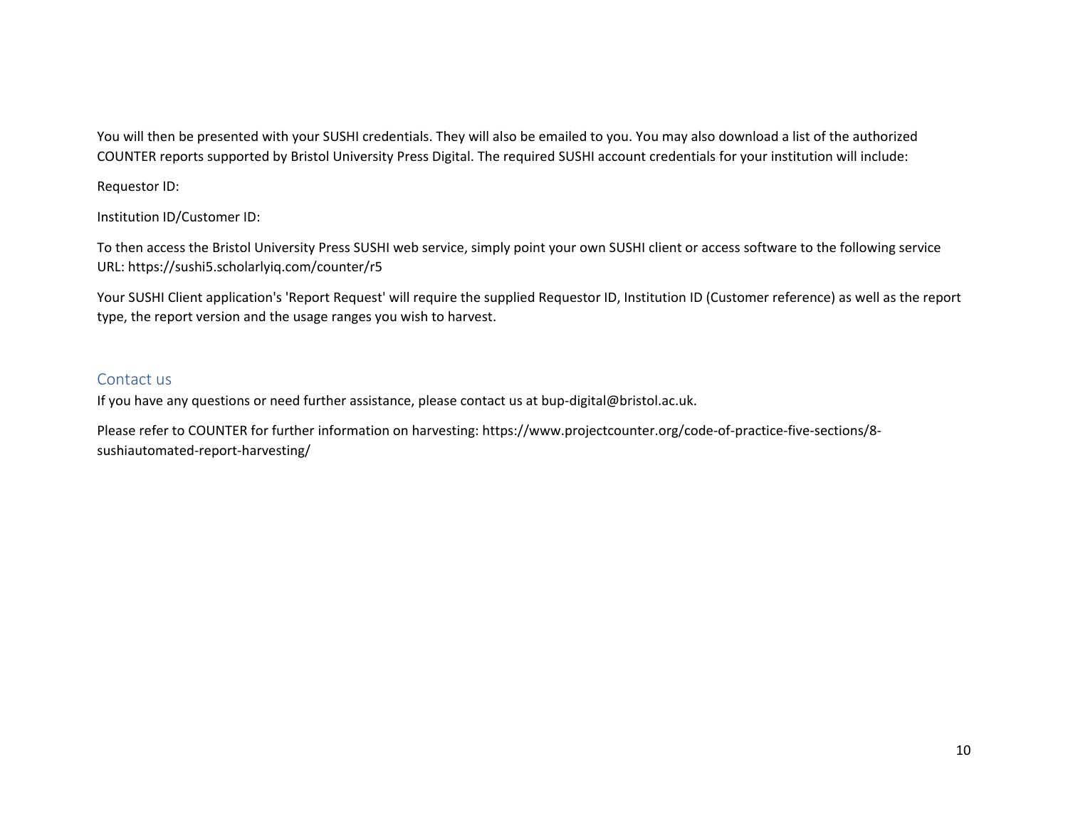You will then be presented with your SUSHI credentials. They will also be emailed to you. You may also download a list of the authorized COUNTER reports supported by Bristol University Press Digital. The required SUSHI account credentials for your institution will include:

Requestor ID:

Institution ID/Customer ID:

To then access the Bristol University Press SUSHI web service, simply point your own SUSHI client or access software to the following service URL: https://sushi5.scholarlyiq.com/counter/r5

Your SUSHI Client application's 'Report Request' will require the supplied Requestor ID, Institution ID (Customer reference) as well as the report type, the report version and the usage ranges you wish to harvest.

## Contact us

If you have any questions or need further assistance, please contact us at bup-digital@bristol.ac.uk.

Please refer to COUNTER for further information on harvesting: https://www.projectcounter.org/code-of-practice-five-sections/8-sushiautomated-report-harvesting/